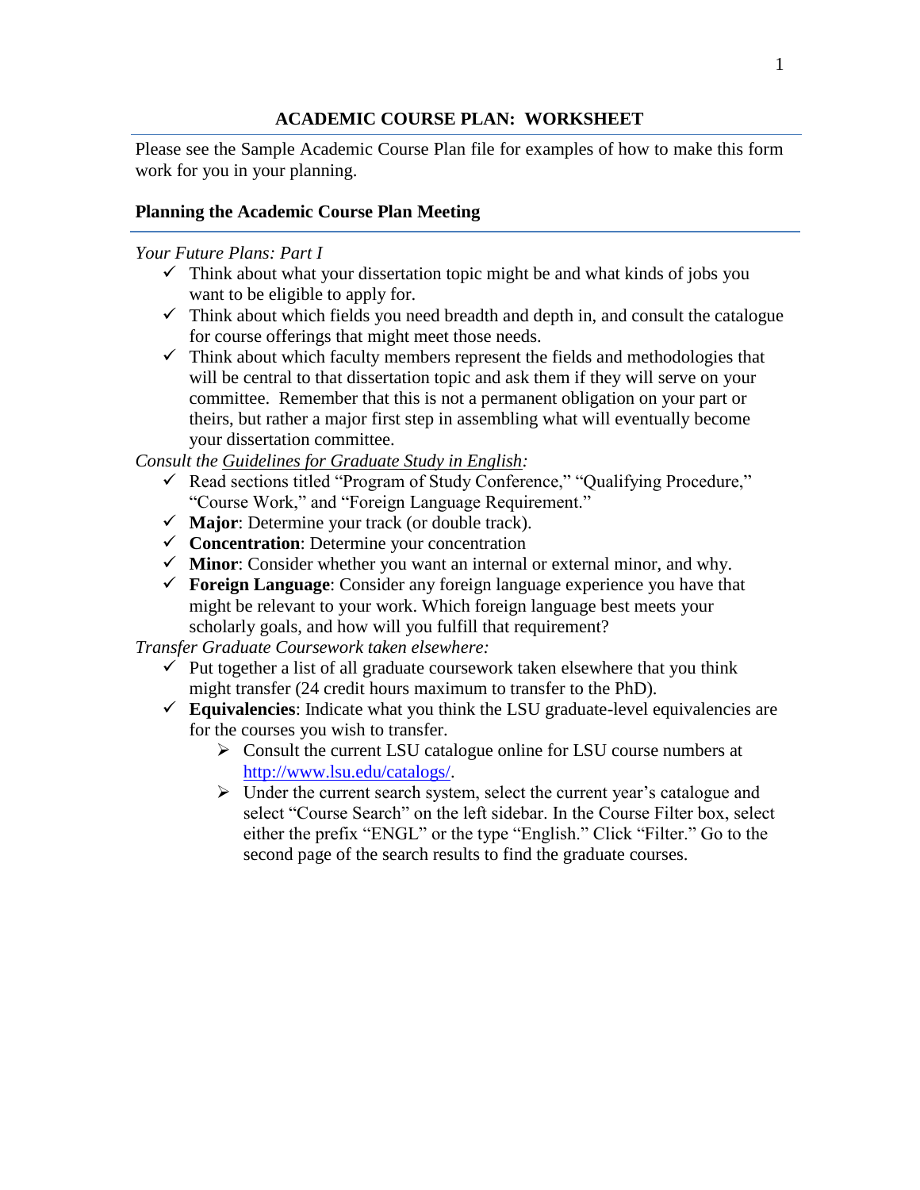# ACADEMIC COURSE PLAN: WORKSHEET

Please see the Sample Academic Course Plan file for examples of how to make this form work for you in your planning.

## Planning the Academic Course Plan Meeting

*Your Future Plans: Part I*

- ✓ Think about what your dissertation topic might be and what kinds of jobs you want to be eligible to apply for.
- ✓ Think about which fields you need breadth and depth in, and consult the catalogue for course offerings that might meet those needs.
- ✓ Think about which faculty members represent the fields and methodologies that will be central to that dissertation topic and ask them if they will serve on your committee. Remember that this is not a permanent obligation on your part or theirs, but rather a major first step in assembling what will eventually become your dissertation committee.

*Consult the Guidelines for Graduate Study in English:*

- ✓ Read sections titled "Program of Study Conference," "Qualifying Procedure," "Course Work," and "Foreign Language Requirement."
- ✓ **Major**: Determine your track (or double track).
- ✓ **Concentration**: Determine your concentration
- ✓ **Minor**: Consider whether you want an internal or external minor, and why.
- ✓ **Foreign Language**: Consider any foreign language experience you have that might be relevant to your work. Which foreign language best meets your scholarly goals, and how will you fulfill that requirement?

*Transfer Graduate Coursework taken elsewhere:*

- ✓ Put together a list of all graduate coursework taken elsewhere that you think might transfer (24 credit hours maximum to transfer to the PhD).
- ✓ **Equivalencies**: Indicate what you think the LSU graduate-level equivalencies are for the courses you wish to transfer.
  - ➢ Consult the current LSU catalogue online for LSU course numbers at http://www.lsu.edu/catalogs/.
  - ➢ Under the current search system, select the current year's catalogue and select "Course Search" on the left sidebar. In the Course Filter box, select either the prefix "ENGL" or the type "English." Click "Filter." Go to the second page of the search results to find the graduate courses.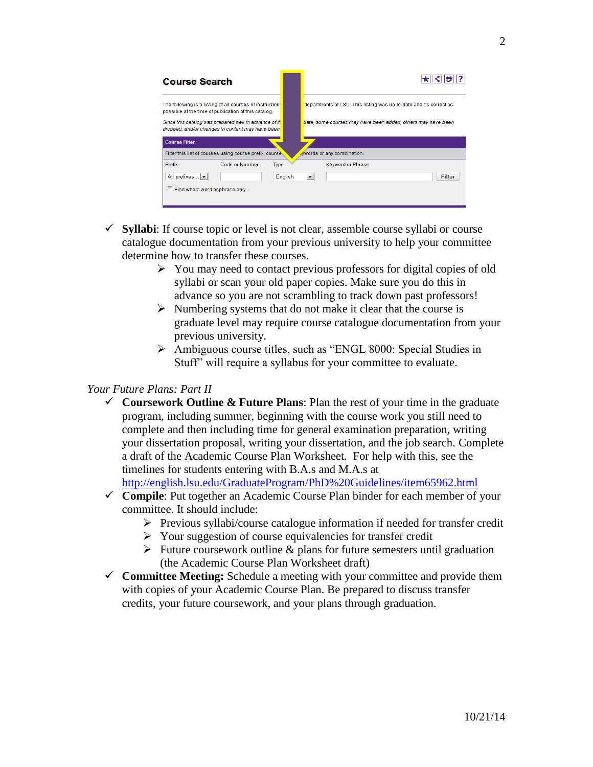- **Syllabi**: If course topic or level is not clear, assemble course syllabi or course catalogue documentation from your previous university to help your committee determine how to transfer these courses.
  - You may need to contact previous professors for digital copies of old syllabi or scan your old paper copies. Make sure you do this in advance so you are not scrambling to track down past professors!
  - Numbering systems that do not make it clear that the course is graduate level may require course catalogue documentation from your previous university.
  - Ambiguous course titles, such as “ENGL 8000: Special Studies in Stuff” will require a syllabus for your committee to evaluate.

*Your Future Plans: Part II*

- **Coursework Outline & Future Plans**: Plan the rest of your time in the graduate program, including summer, beginning with the course work you still need to complete and then including time for general examination preparation, writing your dissertation proposal, writing your dissertation, and the job search. Complete a draft of the Academic Course Plan Worksheet. For help with this, see the timelines for students entering with B.A.s and M.A.s at [http://english.lsu.edu/GraduateProgram/PhD%20Guidelines/item65962.html](http://english.lsu.edu/GraduateProgram/PhD%20Guidelines/item65962.html)
- **Compile**: Put together an Academic Course Plan binder for each member of your committee. It should include:
  - Previous syllabi/course catalogue information if needed for transfer credit
  - Your suggestion of course equivalencies for transfer credit
  - Future coursework outline & plans for future semesters until graduation (the Academic Course Plan Worksheet draft)
- **Committee Meeting:** Schedule a meeting with your committee and provide them with copies of your Academic Course Plan. Be prepared to discuss transfer credits, your future coursework, and your plans through graduation.